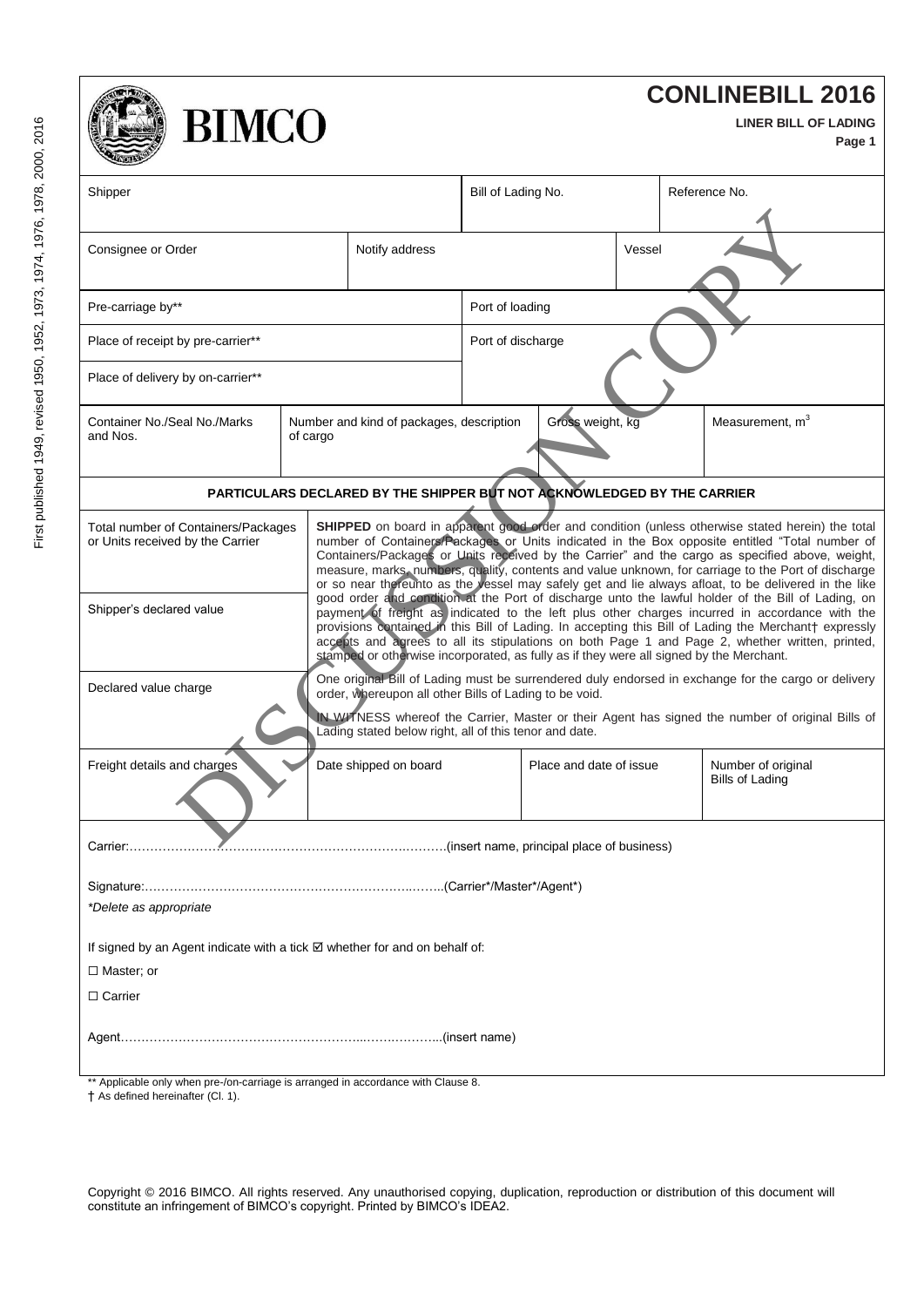First published 1949, revised 1950, 1952, 1973, 1974, 1976, 1978, 2000, 2016

BIMCO

# CONLINEBILL 2016

**LINER BILL OF LADING**

**Page 1**

DISCUSSION COPY

| Shipper | | | Bill of Lading No. | | Reference No. |
|---|---|---|---|---|---|
| Consignee or Order | | Notify address | | Vessel | |
| Pre-carriage by** | | | Port of loading | | |
| Place of receipt by pre-carrier** | | | Port of discharge | | |
| Place of delivery by on-carrier** | | | | | |
| Container No./Seal No./Marks and Nos. | Number and kind of packages, description of cargo | | | Gross weight, kg | Measurement, $m^3$ |

**PARTICULARS DECLARED BY THE SHIPPER BUT NOT ACKNOWLEDGED BY THE CARRIER**

| Total number of Containers/Packages or Units received by the Carrier | **SHIPPED** on board in apparent good order and condition (unless otherwise stated herein) the total number of Containers/Packages or Units indicated in the Box opposite entitled "Total number of Containers/Packages or Units received by the Carrier" and the cargo as specified above, weight, measure, marks, numbers, quality, contents and value unknown, for carriage to the Port of discharge or so near thereunto as the vessel may safely get and lie always afloat, to be delivered in the like good order and condition at the Port of discharge unto the lawful holder of the Bill of Lading, on payment of freight as indicated to the left plus other charges incurred in accordance with the provisions contained in this Bill of Lading. In accepting this Bill of Lading the Merchant† expressly accepts and agrees to all its stipulations on both Page 1 and Page 2, whether written, printed, stamped or otherwise incorporated, as fully as if they were all signed by the Merchant. |
|---|---|
| Shipper's declared value | |
| Declared value charge | One original Bill of Lading must be surrendered duly endorsed in exchange for the cargo or delivery order, whereupon all other Bills of Lading to be void.<br><br>IN WITNESS whereof the Carrier, Master or their Agent has signed the number of original Bills of Lading stated below right, all of this tenor and date. |

| Freight details and charges | Date shipped on board | Place and date of issue | Number of original Bills of Lading |
|---|---|---|---|
| | | | |

Carrier:……………………………………………………………….(insert name, principal place of business)

Signature:……………………………………………………………..(Carrier*/Master*/Agent*)

*\*Delete as appropriate*

If signed by an Agent indicate with a tick ☑ whether for and on behalf of:

☐ Master; or

☐ Carrier

Agent…………………………………………………………………..(insert name)

** Applicable only when pre-/on-carriage is arranged in accordance with Clause 8.

† As defined hereinafter (Cl. 1).

Copyright © 2016 BIMCO. All rights reserved. Any unauthorised copying, duplication, reproduction or distribution of this document will constitute an infringement of BIMCO's copyright. Printed by BIMCO's IDEA2.